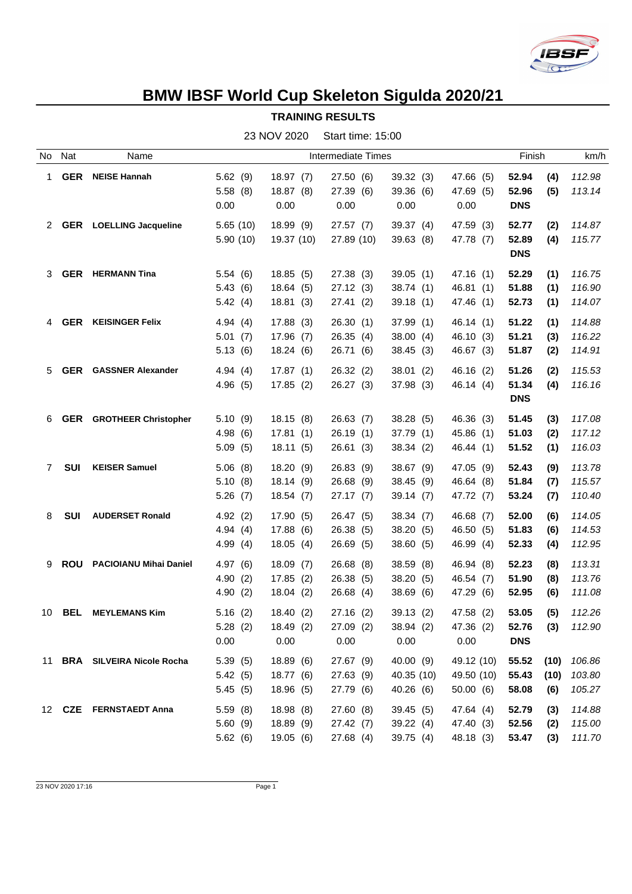# BMW IBSF World Cup Skeleton Sigulda 2020/21

## TRAINING RESULTS

23 NOV 2020 Start time: 15:00

| No | Nat | Name | Intermediate Times | | | | | Finish | | km/h |
|---|---|---|---|---|---|---|---|---|---|---|
| 1 | **GER** | **NEISE Hannah** | 5.62 (9) | 18.97 (7) | 27.50 (6) | 39.32 (3) | 47.66 (5) | **52.94** | **(4)** | *112.98* |
| | | | 5.58 (8) | 18.87 (8) | 27.39 (6) | 39.36 (6) | 47.69 (5) | **52.96** | **(5)** | *113.14* |
| | | | 0.00 | 0.00 | 0.00 | 0.00 | 0.00 | **DNS** | | |
| 2 | **GER** | **LOELLING Jacqueline** | 5.65 (10) | 18.99 (9) | 27.57 (7) | 39.37 (4) | 47.59 (3) | **52.77** | **(2)** | *114.87* |
| | | | 5.90 (10) | 19.37 (10) | 27.89 (10) | 39.63 (8) | 47.78 (7) | **52.89** | **(4)** | *115.77* |
| | | | | | | | | **DNS** | | |
| 3 | **GER** | **HERMANN Tina** | 5.54 (6) | 18.85 (5) | 27.38 (3) | 39.05 (1) | 47.16 (1) | **52.29** | **(1)** | *116.75* |
| | | | 5.43 (6) | 18.64 (5) | 27.12 (3) | 38.74 (1) | 46.81 (1) | **51.88** | **(1)** | *116.90* |
| | | | 5.42 (4) | 18.81 (3) | 27.41 (2) | 39.18 (1) | 47.46 (1) | **52.73** | **(1)** | *114.07* |
| 4 | **GER** | **KEISINGER Felix** | 4.94 (4) | 17.88 (3) | 26.30 (1) | 37.99 (1) | 46.14 (1) | **51.22** | **(1)** | *114.88* |
| | | | 5.01 (7) | 17.96 (7) | 26.35 (4) | 38.00 (4) | 46.10 (3) | **51.21** | **(3)** | *116.22* |
| | | | 5.13 (6) | 18.24 (6) | 26.71 (6) | 38.45 (3) | 46.67 (3) | **51.87** | **(2)** | *114.91* |
| 5 | **GER** | **GASSNER Alexander** | 4.94 (4) | 17.87 (1) | 26.32 (2) | 38.01 (2) | 46.16 (2) | **51.26** | **(2)** | *115.53* |
| | | | 4.96 (5) | 17.85 (2) | 26.27 (3) | 37.98 (3) | 46.14 (4) | **51.34** | **(4)** | *116.16* |
| | | | | | | | | **DNS** | | |
| 6 | **GER** | **GROTHEER Christopher** | 5.10 (9) | 18.15 (8) | 26.63 (7) | 38.28 (5) | 46.36 (3) | **51.45** | **(3)** | *117.08* |
| | | | 4.98 (6) | 17.81 (1) | 26.19 (1) | 37.79 (1) | 45.86 (1) | **51.03** | **(2)** | *117.12* |
| | | | 5.09 (5) | 18.11 (5) | 26.61 (3) | 38.34 (2) | 46.44 (1) | **51.52** | **(1)** | *116.03* |
| 7 | **SUI** | **KEISER Samuel** | 5.06 (8) | 18.20 (9) | 26.83 (9) | 38.67 (9) | 47.05 (9) | **52.43** | **(9)** | *113.78* |
| | | | 5.10 (8) | 18.14 (9) | 26.68 (9) | 38.45 (9) | 46.64 (8) | **51.84** | **(7)** | *115.57* |
| | | | 5.26 (7) | 18.54 (7) | 27.17 (7) | 39.14 (7) | 47.72 (7) | **53.24** | **(7)** | *110.40* |
| 8 | **SUI** | **AUDERSET Ronald** | 4.92 (2) | 17.90 (5) | 26.47 (5) | 38.34 (7) | 46.68 (7) | **52.00** | **(6)** | *114.05* |
| | | | 4.94 (4) | 17.88 (6) | 26.38 (5) | 38.20 (5) | 46.50 (5) | **51.83** | **(6)** | *114.53* |
| | | | 4.99 (4) | 18.05 (4) | 26.69 (5) | 38.60 (5) | 46.99 (4) | **52.33** | **(4)** | *112.95* |
| 9 | **ROU** | **PACIOIANU Mihai Daniel** | 4.97 (6) | 18.09 (7) | 26.68 (8) | 38.59 (8) | 46.94 (8) | **52.23** | **(8)** | *113.31* |
| | | | 4.90 (2) | 17.85 (2) | 26.38 (5) | 38.20 (5) | 46.54 (7) | **51.90** | **(8)** | *113.76* |
| | | | 4.90 (2) | 18.04 (2) | 26.68 (4) | 38.69 (6) | 47.29 (6) | **52.95** | **(6)** | *111.08* |
| 10 | **BEL** | **MEYLEMANS Kim** | 5.16 (2) | 18.40 (2) | 27.16 (2) | 39.13 (2) | 47.58 (2) | **53.05** | **(5)** | *112.26* |
| | | | 5.28 (2) | 18.49 (2) | 27.09 (2) | 38.94 (2) | 47.36 (2) | **52.76** | **(3)** | *112.90* |
| | | | 0.00 | 0.00 | 0.00 | 0.00 | 0.00 | **DNS** | | |
| 11 | **BRA** | **SILVEIRA Nicole Rocha** | 5.39 (5) | 18.89 (6) | 27.67 (9) | 40.00 (9) | 49.12 (10) | **55.52** | **(10)** | *106.86* |
| | | | 5.42 (5) | 18.77 (6) | 27.63 (9) | 40.35 (10) | 49.50 (10) | **55.43** | **(10)** | *103.80* |
| | | | 5.45 (5) | 18.96 (5) | 27.79 (6) | 40.26 (6) | 50.00 (6) | **58.08** | **(6)** | *105.27* |
| 12 | **CZE** | **FERNSTAEDT Anna** | 5.59 (8) | 18.98 (8) | 27.60 (8) | 39.45 (5) | 47.64 (4) | **52.79** | **(3)** | *114.88* |
| | | | 5.60 (9) | 18.89 (9) | 27.42 (7) | 39.22 (4) | 47.40 (3) | **52.56** | **(2)** | *115.00* |
| | | | 5.62 (6) | 19.05 (6) | 27.68 (4) | 39.75 (4) | 48.18 (3) | **53.47** | **(3)** | *111.70* |

23 NOV 2020 17:16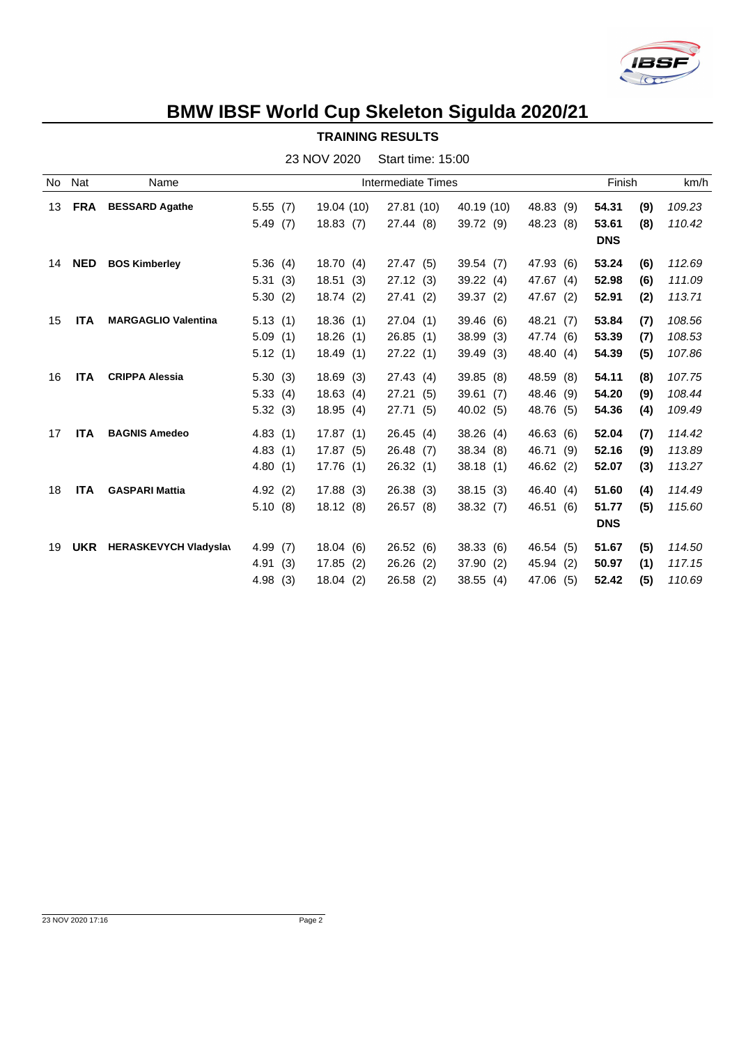# BMW IBSF World Cup Skeleton Sigulda 2020/21

**TRAINING RESULTS**

23 NOV 2020 Start time: 15:00

| No | Nat | Name | Intermediate Times | | | | | Finish | | km/h |
|---|---|---|---|---|---|---|---|---|---|---|
| 13 | **FRA** | **BESSARD Agathe** | 5.55 (7) | 19.04 (10) | 27.81 (10) | 40.19 (10) | 48.83 (9) | **54.31** | **(9)** | *109.23* |
| | | | 5.49 (7) | 18.83 (7) | 27.44 (8) | 39.72 (9) | 48.23 (8) | **53.61** | **(8)** | *110.42* |
| | | | | | | | | **DNS** | | |
| 14 | **NED** | **BOS Kimberley** | 5.36 (4) | 18.70 (4) | 27.47 (5) | 39.54 (7) | 47.93 (6) | **53.24** | **(6)** | *112.69* |
| | | | 5.31 (3) | 18.51 (3) | 27.12 (3) | 39.22 (4) | 47.67 (4) | **52.98** | **(6)** | *111.09* |
| | | | 5.30 (2) | 18.74 (2) | 27.41 (2) | 39.37 (2) | 47.67 (2) | **52.91** | **(2)** | *113.71* |
| 15 | **ITA** | **MARGAGLIO Valentina** | 5.13 (1) | 18.36 (1) | 27.04 (1) | 39.46 (6) | 48.21 (7) | **53.84** | **(7)** | *108.56* |
| | | | 5.09 (1) | 18.26 (1) | 26.85 (1) | 38.99 (3) | 47.74 (6) | **53.39** | **(7)** | *108.53* |
| | | | 5.12 (1) | 18.49 (1) | 27.22 (1) | 39.49 (3) | 48.40 (4) | **54.39** | **(5)** | *107.86* |
| 16 | **ITA** | **CRIPPA Alessia** | 5.30 (3) | 18.69 (3) | 27.43 (4) | 39.85 (8) | 48.59 (8) | **54.11** | **(8)** | *107.75* |
| | | | 5.33 (4) | 18.63 (4) | 27.21 (5) | 39.61 (7) | 48.46 (9) | **54.20** | **(9)** | *108.44* |
| | | | 5.32 (3) | 18.95 (4) | 27.71 (5) | 40.02 (5) | 48.76 (5) | **54.36** | **(4)** | *109.49* |
| 17 | **ITA** | **BAGNIS Amedeo** | 4.83 (1) | 17.87 (1) | 26.45 (4) | 38.26 (4) | 46.63 (6) | **52.04** | **(7)** | *114.42* |
| | | | 4.83 (1) | 17.87 (5) | 26.48 (7) | 38.34 (8) | 46.71 (9) | **52.16** | **(9)** | *113.89* |
| | | | 4.80 (1) | 17.76 (1) | 26.32 (1) | 38.18 (1) | 46.62 (2) | **52.07** | **(3)** | *113.27* |
| 18 | **ITA** | **GASPARI Mattia** | 4.92 (2) | 17.88 (3) | 26.38 (3) | 38.15 (3) | 46.40 (4) | **51.60** | **(4)** | *114.49* |
| | | | 5.10 (8) | 18.12 (8) | 26.57 (8) | 38.32 (7) | 46.51 (6) | **51.77** | **(5)** | *115.60* |
| | | | | | | | | **DNS** | | |
| 19 | **UKR** | **HERASKEVYCH Vladyslav** | 4.99 (7) | 18.04 (6) | 26.52 (6) | 38.33 (6) | 46.54 (5) | **51.67** | **(5)** | *114.50* |
| | | | 4.91 (3) | 17.85 (2) | 26.26 (2) | 37.90 (2) | 45.94 (2) | **50.97** | **(1)** | *117.15* |
| | | | 4.98 (3) | 18.04 (2) | 26.58 (2) | 38.55 (4) | 47.06 (5) | **52.42** | **(5)** | *110.69* |

23 NOV 2020 17:16